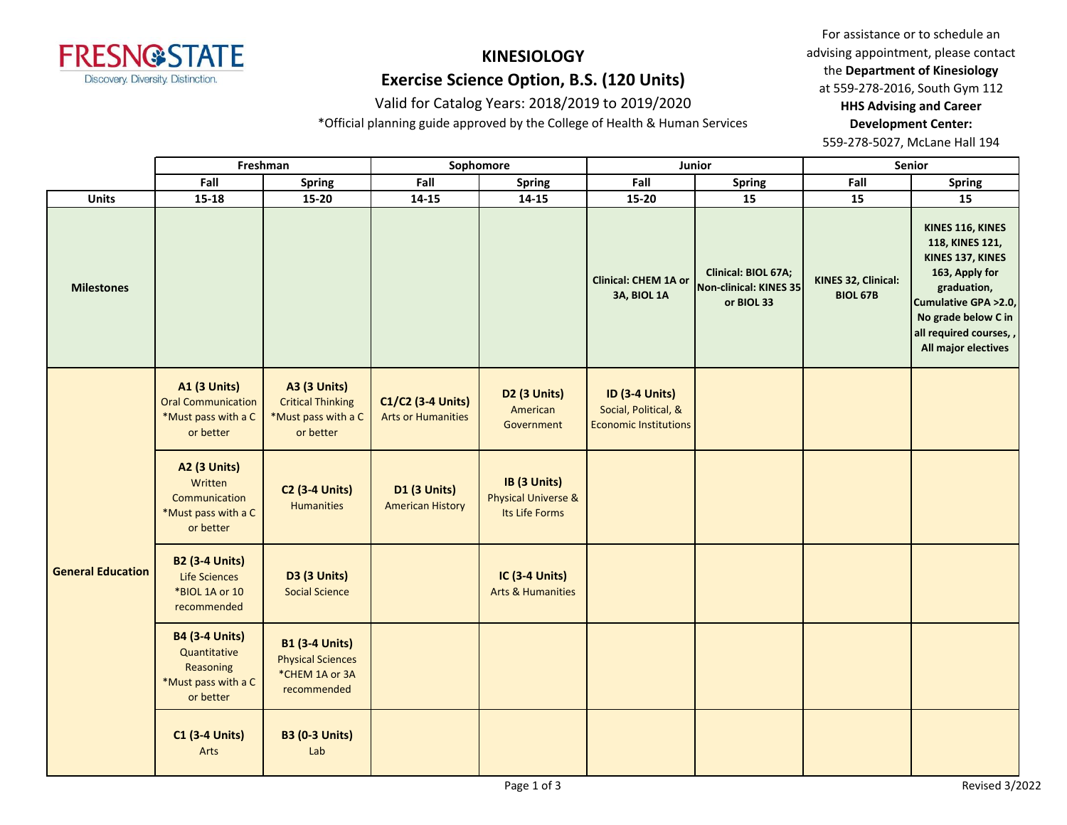FRESNO STATE
Discovery. Diversity. Distinction.

# KINESIOLOGY

## Exercise Science Option, B.S. (120 Units)

Valid for Catalog Years: 2018/2019 to 2019/2020

*Official planning guide approved by the College of Health & Human Services

For assistance or to schedule an advising appointment, please contact the **Department of Kinesiology** at 559-278-2016, South Gym 112
**HHS Advising and Career Development Center:** 559-278-5027, McLane Hall 194

| | Freshman | | Sophomore | | Junior | | Senior | |
|---|---|---|---|---|---|---|---|---|
| | **Fall** | **Spring** | **Fall** | **Spring** | **Fall** | **Spring** | **Fall** | **Spring** |
| **Units** | **15-18** | **15-20** | **14-15** | **14-15** | **15-20** | **15** | **15** | **15** |
| **Milestones** | | | | | **Clinical: CHEM 1A or 3A, BIOL 1A** | **Clinical: BIOL 67A; Non-clinical: KINES 35 or BIOL 33** | **KINES 32, Clinical: BIOL 67B** | **KINES 116, KINES 118, KINES 121, KINES 137, KINES 163, Apply for graduation, Cumulative GPA >2.0, No grade below C in all required courses, , All major electives** |
| **General Education** | **A1 (3 Units)** Oral Communication *Must pass with a C or better | **A3 (3 Units)** Critical Thinking *Must pass with a C or better | **C1/C2 (3-4 Units)** Arts or Humanities | **D2 (3 Units)** American Government | **ID (3-4 Units)** Social, Political, & Economic Institutions | | | |
| | **A2 (3 Units)** Written Communication *Must pass with a C or better | **C2 (3-4 Units)** Humanities | **D1 (3 Units)** American History | **IB (3 Units)** Physical Universe & Its Life Forms | | | | |
| | **B2 (3-4 Units)** Life Sciences *BIOL 1A or 10 recommended | **D3 (3 Units)** Social Science | | **IC (3-4 Units)** Arts & Humanities | | | | |
| | **B4 (3-4 Units)** Quantitative Reasoning *Must pass with a C or better | **B1 (3-4 Units)** Physical Sciences *CHEM 1A or 3A recommended | | | | | | |
| | **C1 (3-4 Units)** Arts | **B3 (0-3 Units)** Lab | | | | | | |

Revised 3/2022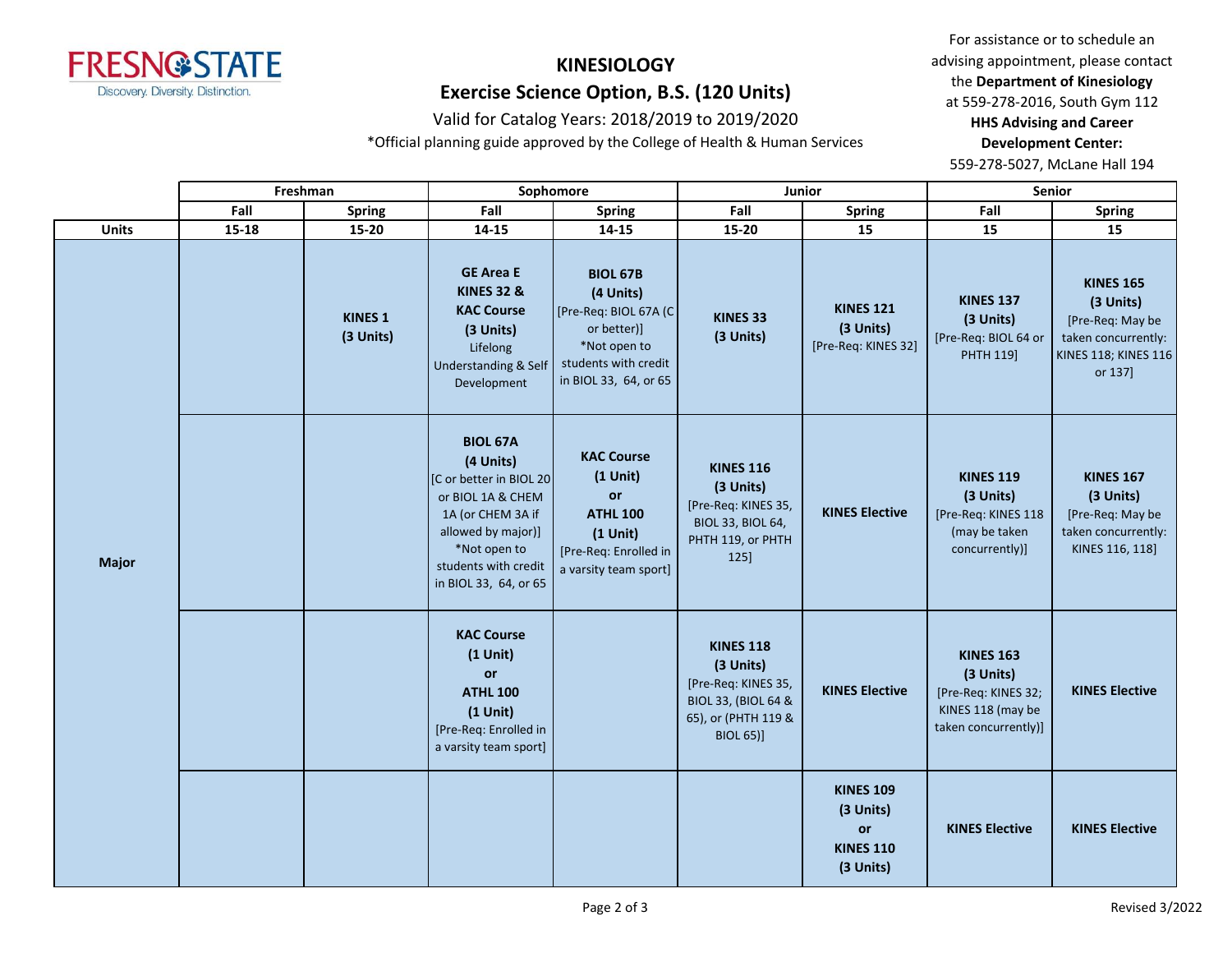# KINESIOLOGY

## Exercise Science Option, B.S. (120 Units)

Valid for Catalog Years: 2018/2019 to 2019/2020

*Official planning guide approved by the College of Health & Human Services

For assistance or to schedule an advising appointment, please contact the **Department of Kinesiology** at 559-278-2016, South Gym 112
**HHS Advising and Career Development Center:**
559-278-5027, McLane Hall 194

| | Freshman | | Sophomore | | Junior | | Senior | |
|---|---|---|---|---|---|---|---|---|
| | **Fall** | **Spring** | **Fall** | **Spring** | **Fall** | **Spring** | **Fall** | **Spring** |
| **Units** | **15-18** | **15-20** | **14-15** | **14-15** | **15-20** | **15** | **15** | **15** |
| **Major** | | **KINES 1 (3 Units)** | **GE Area E KINES 32 & KAC Course (3 Units)** Lifelong Understanding & Self Development | **BIOL 67B (4 Units)** [Pre-Req: BIOL 67A (C or better)] *Not open to students with credit in BIOL 33, 64, or 65 | **KINES 33 (3 Units)** | **KINES 121 (3 Units)** [Pre-Req: KINES 32] | **KINES 137 (3 Units)** [Pre-Req: BIOL 64 or PHTH 119] | **KINES 165 (3 Units)** [Pre-Req: May be taken concurrently: KINES 118; KINES 116 or 137] |
| | | | **BIOL 67A (4 Units)** [C or better in BIOL 20 or BIOL 1A & CHEM 1A (or CHEM 3A if allowed by major)] *Not open to students with credit in BIOL 33, 64, or 65 | **KAC Course (1 Unit) or ATHL 100 (1 Unit)** [Pre-Req: Enrolled in a varsity team sport] | **KINES 116 (3 Units)** [Pre-Req: KINES 35, BIOL 33, BIOL 64, PHTH 119, or PHTH 125] | **KINES Elective** | **KINES 119 (3 Units)** [Pre-Req: KINES 118 (may be taken concurrently)] | **KINES 167 (3 Units)** [Pre-Req: May be taken concurrently: KINES 116, 118] |
| | | | **KAC Course (1 Unit) or ATHL 100 (1 Unit)** [Pre-Req: Enrolled in a varsity team sport] | | **KINES 118 (3 Units)** [Pre-Req: KINES 35, BIOL 33, (BIOL 64 & 65), or (PHTH 119 & BIOL 65)] | **KINES Elective** | **KINES 163 (3 Units)** [Pre-Req: KINES 32; KINES 118 (may be taken concurrently)] | **KINES Elective** |
| | | | | | | **KINES 109 (3 Units) or KINES 110 (3 Units)** | **KINES Elective** | **KINES Elective** |

Revised 3/2022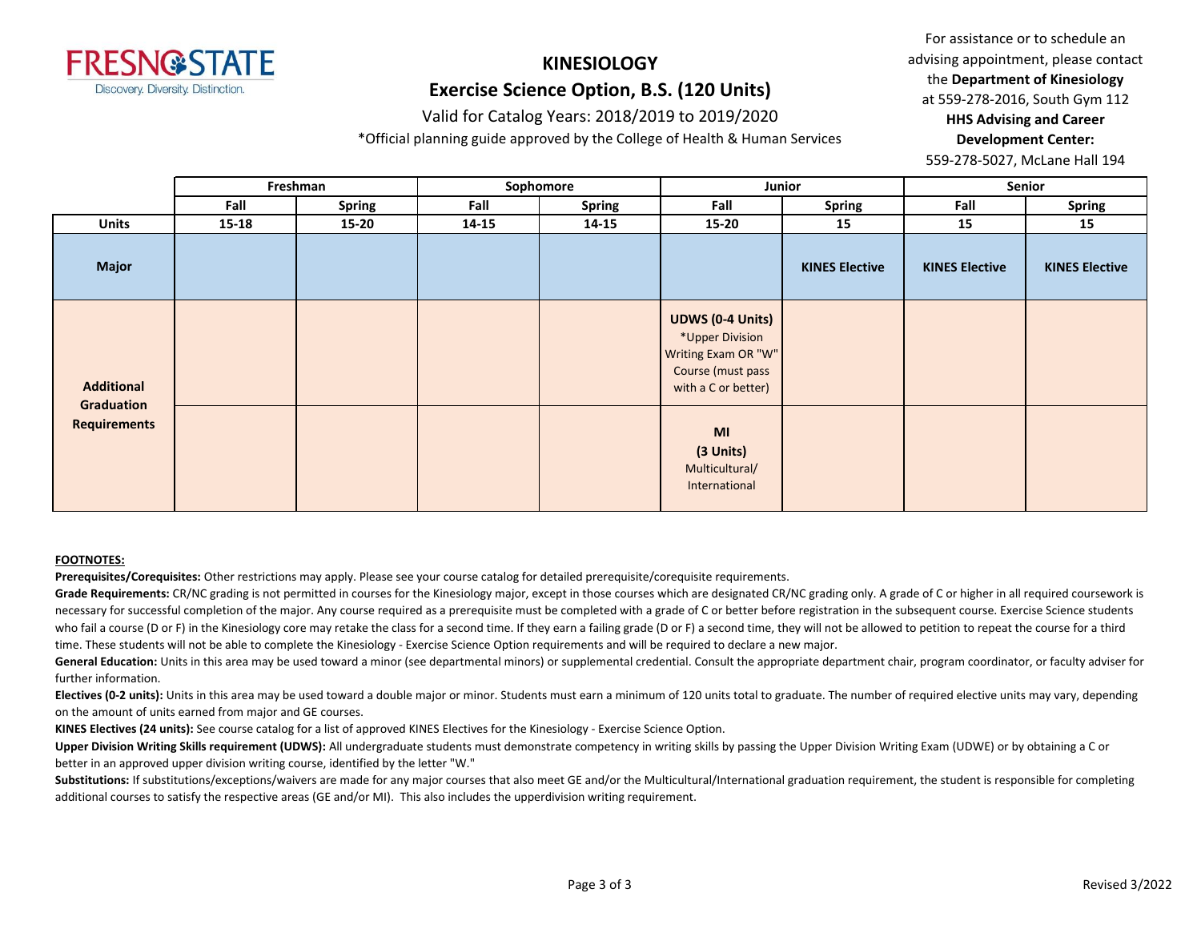# KINESIOLOGY

## Exercise Science Option, B.S. (120 Units)

Valid for Catalog Years: 2018/2019 to 2019/2020

*Official planning guide approved by the College of Health & Human Services

For assistance or to schedule an advising appointment, please contact the **Department of Kinesiology** at 559-278-2016, South Gym 112
**HHS Advising and Career Development Center:**
559-278-5027, McLane Hall 194

| | Freshman | | Sophomore | | Junior | | Senior | |
|---|---|---|---|---|---|---|---|---|
| | Fall | Spring | Fall | Spring | Fall | Spring | Fall | Spring |
| **Units** | 15-18 | 15-20 | 14-15 | 14-15 | 15-20 | 15 | 15 | 15 |
| **Major** | | | | | | **KINES Elective** | **KINES Elective** | **KINES Elective** |
| **Additional Graduation Requirements** | | | | | **UDWS (0-4 Units)** *Upper Division Writing Exam OR "W" Course (must pass with a C or better) | | | |
| | | | | | **MI (3 Units)** Multicultural/ International | | | |

**FOOTNOTES:**

**Prerequisites/Corequisites:** Other restrictions may apply. Please see your course catalog for detailed prerequisite/corequisite requirements.

**Grade Requirements:** CR/NC grading is not permitted in courses for the Kinesiology major, except in those courses which are designated CR/NC grading only. A grade of C or higher in all required coursework is necessary for successful completion of the major. Any course required as a prerequisite must be completed with a grade of C or better before registration in the subsequent course. Exercise Science students who fail a course (D or F) in the Kinesiology core may retake the class for a second time. If they earn a failing grade (D or F) a second time, they will not be allowed to petition to repeat the course for a third time. These students will not be able to complete the Kinesiology - Exercise Science Option requirements and will be required to declare a new major.

**General Education:** Units in this area may be used toward a minor (see departmental minors) or supplemental credential. Consult the appropriate department chair, program coordinator, or faculty adviser for further information.

**Electives (0-2 units):** Units in this area may be used toward a double major or minor. Students must earn a minimum of 120 units total to graduate. The number of required elective units may vary, depending on the amount of units earned from major and GE courses.

**KINES Electives (24 units):** See course catalog for a list of approved KINES Electives for the Kinesiology - Exercise Science Option.

**Upper Division Writing Skills requirement (UDWS):** All undergraduate students must demonstrate competency in writing skills by passing the Upper Division Writing Exam (UDWE) or by obtaining a C or better in an approved upper division writing course, identified by the letter "W."

**Substitutions:** If substitutions/exceptions/waivers are made for any major courses that also meet GE and/or the Multicultural/International graduation requirement, the student is responsible for completing additional courses to satisfy the respective areas (GE and/or MI). This also includes the upperdivision writing requirement.

Revised 3/2022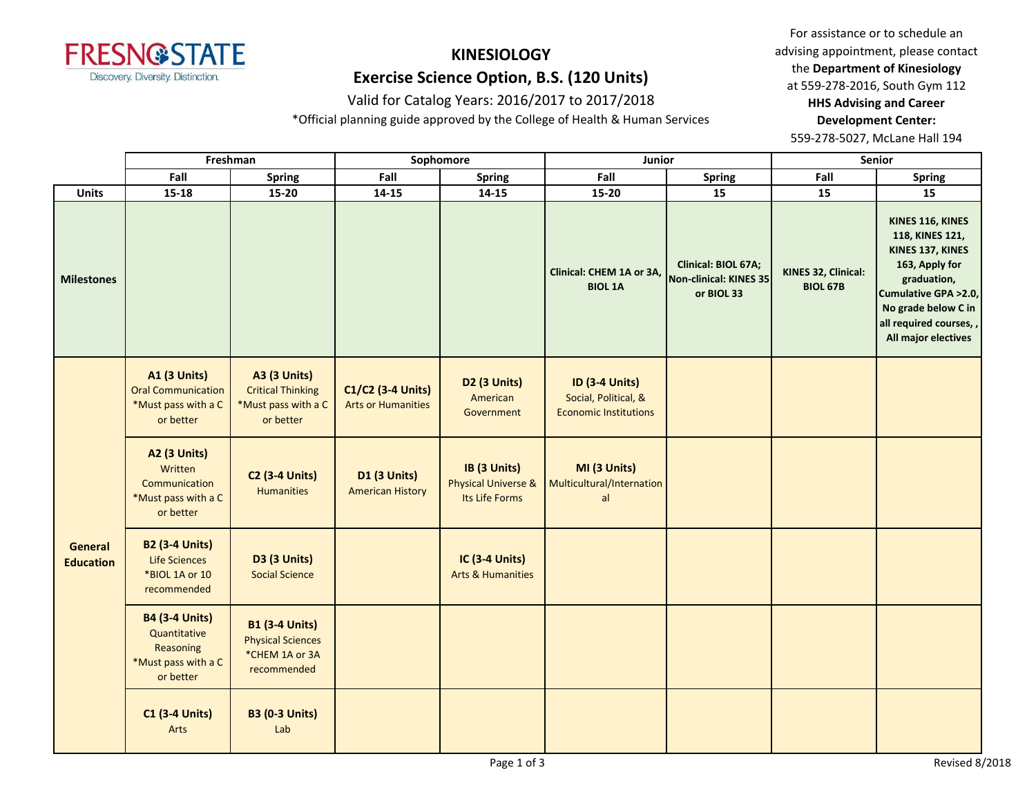# KINESIOLOGY

## Exercise Science Option, B.S. (120 Units)

Valid for Catalog Years: 2016/2017 to 2017/2018

*Official planning guide approved by the College of Health & Human Services

For assistance or to schedule an advising appointment, please contact the **Department of Kinesiology** at 559-278-2016, South Gym 112
**HHS Advising and Career Development Center:**
559-278-5027, McLane Hall 194

| | Freshman | | Sophomore | | Junior | | Senior | |
|---|---|---|---|---|---|---|---|---|
| | Fall | Spring | Fall | Spring | Fall | Spring | Fall | Spring |
| **Units** | **15-18** | **15-20** | **14-15** | **14-15** | **15-20** | **15** | **15** | **15** |
| **Milestones** | | | | | **Clinical: CHEM 1A or 3A, BIOL 1A** | **Clinical: BIOL 67A; Non-clinical: KINES 35 or BIOL 33** | **KINES 32, Clinical: BIOL 67B** | **KINES 116, KINES 118, KINES 121, KINES 137, KINES 163, Apply for graduation, Cumulative GPA >2.0, No grade below C in all required courses, , All major electives** |
| **General Education** | **A1 (3 Units)** Oral Communication *Must pass with a C or better | **A3 (3 Units)** Critical Thinking *Must pass with a C or better | **C1/C2 (3-4 Units)** Arts or Humanities | **D2 (3 Units)** American Government | **ID (3-4 Units)** Social, Political, & Economic Institutions | | | |
| | **A2 (3 Units)** Written Communication *Must pass with a C or better | **C2 (3-4 Units)** Humanities | **D1 (3 Units)** American History | **IB (3 Units)** Physical Universe & Its Life Forms | **MI (3 Units)** Multicultural/International | | | |
| | **B2 (3-4 Units)** Life Sciences *BIOL 1A or 10 recommended | **D3 (3 Units)** Social Science | | **IC (3-4 Units)** Arts & Humanities | | | | |
| | **B4 (3-4 Units)** Quantitative Reasoning *Must pass with a C or better | **B1 (3-4 Units)** Physical Sciences *CHEM 1A or 3A recommended | | | | | | |
| | **C1 (3-4 Units)** Arts | **B3 (0-3 Units)** Lab | | | | | | |

Revised 8/2018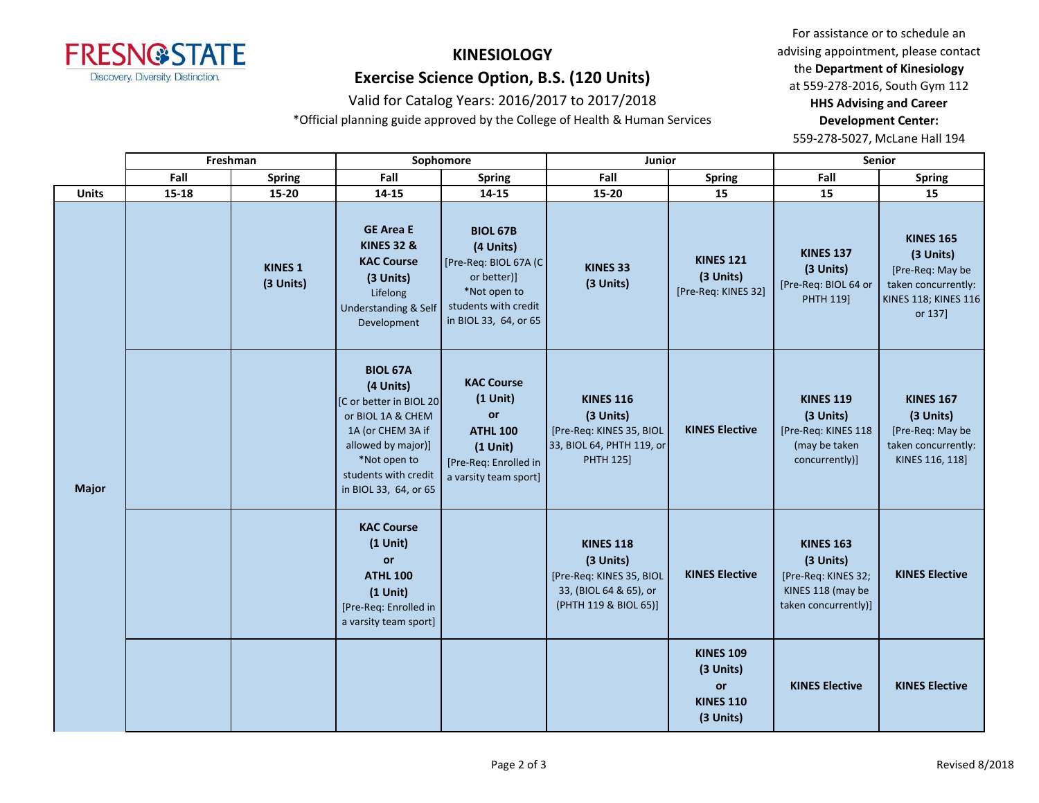# KINESIOLOGY

## Exercise Science Option, B.S. (120 Units)

Valid for Catalog Years: 2016/2017 to 2017/2018

*Official planning guide approved by the College of Health & Human Services

For assistance or to schedule an advising appointment, please contact the **Department of Kinesiology** at 559-278-2016, South Gym 112
**HHS Advising and Career Development Center:** 559-278-5027, McLane Hall 194

| | Freshman | | Sophomore | | Junior | | Senior | |
|---|---|---|---|---|---|---|---|---|
| | Fall | Spring | Fall | Spring | Fall | Spring | Fall | Spring |
| **Units** | **15-18** | **15-20** | **14-15** | **14-15** | **15-20** | **15** | **15** | **15** |
| **Major** | | **KINES 1 (3 Units)** | **GE Area E KINES 32 & KAC Course (3 Units)** Lifelong Understanding & Self Development | **BIOL 67B (4 Units)** [Pre-Req: BIOL 67A (C or better)] *Not open to students with credit in BIOL 33, 64, or 65 | **KINES 33 (3 Units)** | **KINES 121 (3 Units)** [Pre-Req: KINES 32] | **KINES 137 (3 Units)** [Pre-Req: BIOL 64 or PHTH 119] | **KINES 165 (3 Units)** [Pre-Req: May be taken concurrently: KINES 118; KINES 116 or 137] |
| | | | **BIOL 67A (4 Units)** [C or better in BIOL 20 or BIOL 1A & CHEM 1A (or CHEM 3A if allowed by major)] *Not open to students with credit in BIOL 33, 64, or 65 | **KAC Course (1 Unit) or ATHL 100 (1 Unit)** [Pre-Req: Enrolled in a varsity team sport] | **KINES 116 (3 Units)** [Pre-Req: KINES 35, BIOL 33, BIOL 64, PHTH 119, or PHTH 125] | **KINES Elective** | **KINES 119 (3 Units)** [Pre-Req: KINES 118 (may be taken concurrently)] | **KINES 167 (3 Units)** [Pre-Req: May be taken concurrently: KINES 116, 118] |
| | | | **KAC Course (1 Unit) or ATHL 100 (1 Unit)** [Pre-Req: Enrolled in a varsity team sport] | | **KINES 118 (3 Units)** [Pre-Req: KINES 35, BIOL 33, (BIOL 64 & 65), or (PHTH 119 & BIOL 65)] | **KINES Elective** | **KINES 163 (3 Units)** [Pre-Req: KINES 32; KINES 118 (may be taken concurrently)] | **KINES Elective** |
| | | | | | | **KINES 109 (3 Units) or KINES 110 (3 Units)** | **KINES Elective** | **KINES Elective** |

Revised 8/2018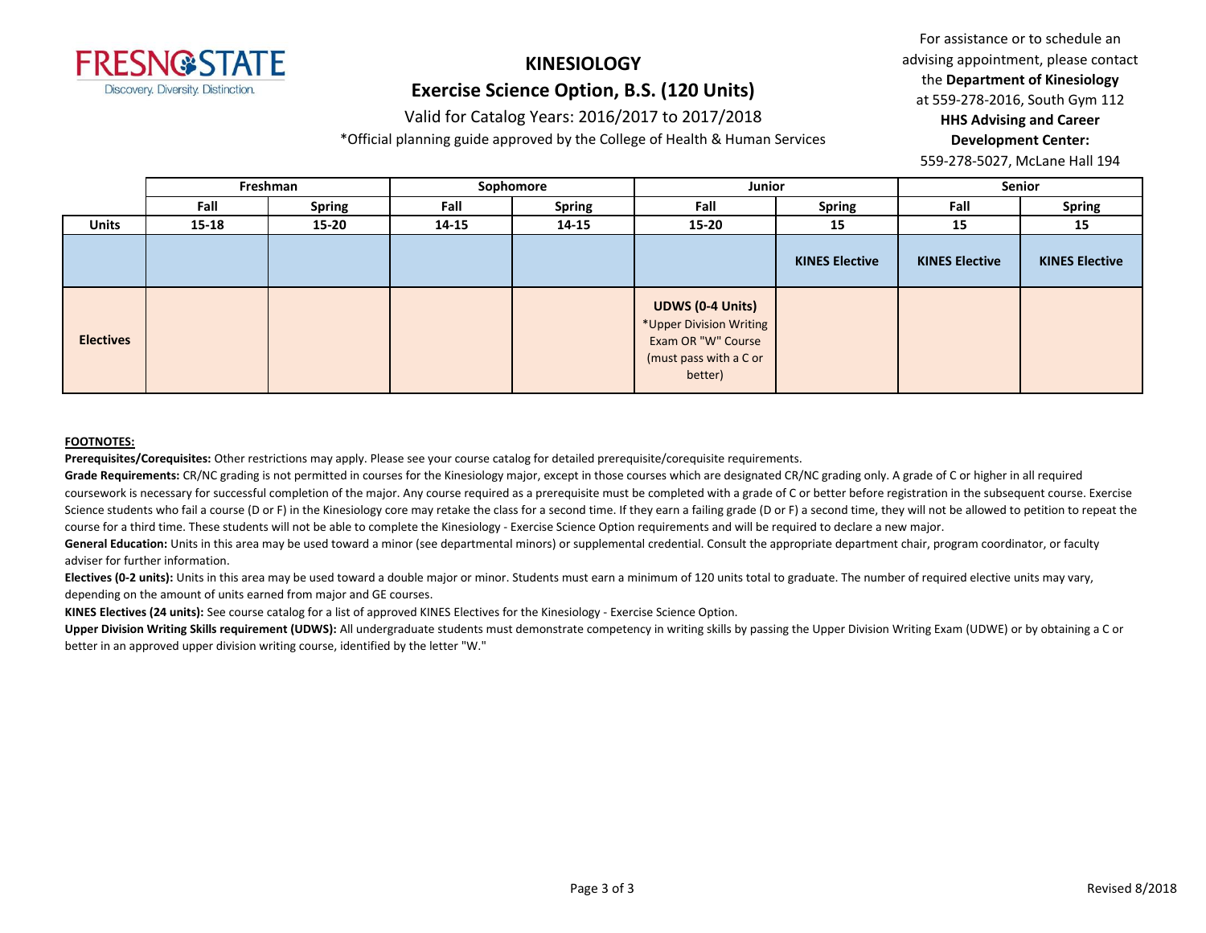# KINESIOLOGY

## Exercise Science Option, B.S. (120 Units)

Valid for Catalog Years: 2016/2017 to 2017/2018

*Official planning guide approved by the College of Health & Human Services

For assistance or to schedule an advising appointment, please contact the **Department of Kinesiology** at 559-278-2016, South Gym 112
**HHS Advising and Career Development Center:**
559-278-5027, McLane Hall 194

| | Freshman | | Sophomore | | Junior | | Senior | |
|---|---|---|---|---|---|---|---|---|
| | **Fall** | **Spring** | **Fall** | **Spring** | **Fall** | **Spring** | **Fall** | **Spring** |
| **Units** | **15-18** | **15-20** | **14-15** | **14-15** | **15-20** | **15** | **15** | **15** |
| | | | | | | **KINES Elective** | **KINES Elective** | **KINES Elective** |
| **Electives** | | | | | **UDWS (0-4 Units)** *Upper Division Writing Exam OR "W" Course (must pass with a C or better) | | | |

**FOOTNOTES:**

**Prerequisites/Corequisites:** Other restrictions may apply. Please see your course catalog for detailed prerequisite/corequisite requirements.

**Grade Requirements:** CR/NC grading is not permitted in courses for the Kinesiology major, except in those courses which are designated CR/NC grading only. A grade of C or higher in all required coursework is necessary for successful completion of the major. Any course required as a prerequisite must be completed with a grade of C or better before registration in the subsequent course. Exercise Science students who fail a course (D or F) in the Kinesiology core may retake the class for a second time. If they earn a failing grade (D or F) a second time, they will not be allowed to petition to repeat the course for a third time. These students will not be able to complete the Kinesiology - Exercise Science Option requirements and will be required to declare a new major.

**General Education:** Units in this area may be used toward a minor (see departmental minors) or supplemental credential. Consult the appropriate department chair, program coordinator, or faculty adviser for further information.

**Electives (0-2 units):** Units in this area may be used toward a double major or minor. Students must earn a minimum of 120 units total to graduate. The number of required elective units may vary, depending on the amount of units earned from major and GE courses.

**KINES Electives (24 units):** See course catalog for a list of approved KINES Electives for the Kinesiology - Exercise Science Option.

**Upper Division Writing Skills requirement (UDWS):** All undergraduate students must demonstrate competency in writing skills by passing the Upper Division Writing Exam (UDWE) or by obtaining a C or better in an approved upper division writing course, identified by the letter "W."

Revised 8/2018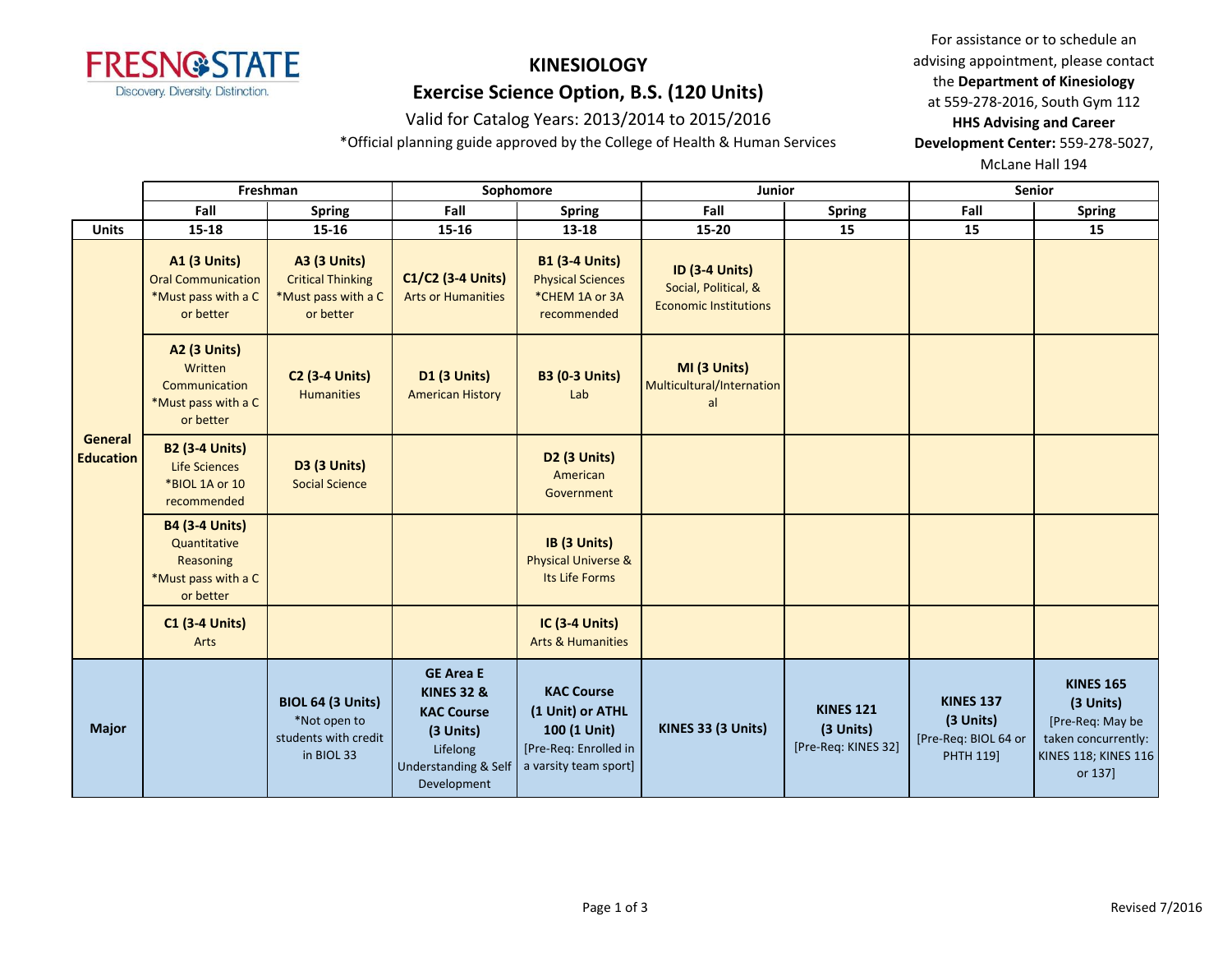# KINESIOLOGY

## Exercise Science Option, B.S. (120 Units)

Valid for Catalog Years: 2013/2014 to 2015/2016

*Official planning guide approved by the College of Health & Human Services

For assistance or to schedule an advising appointment, please contact the **Department of Kinesiology** at 559-278-2016, South Gym 112
**HHS Advising and Career Development Center:** 559-278-5027, McLane Hall 194

| | Freshman | | Sophomore | | Junior | | Senior | |
|---|---|---|---|---|---|---|---|---|
| | Fall | Spring | Fall | Spring | Fall | Spring | Fall | Spring |
| **Units** | 15-18 | 15-16 | 15-16 | 13-18 | 15-20 | 15 | 15 | 15 |
| **General Education** | **A1 (3 Units)** Oral Communication *Must pass with a C or better | **A3 (3 Units)** Critical Thinking *Must pass with a C or better | **C1/C2 (3-4 Units)** Arts or Humanities | **B1 (3-4 Units)** Physical Sciences *CHEM 1A or 3A recommended | **ID (3-4 Units)** Social, Political, & Economic Institutions | | | |
| | **A2 (3 Units)** Written Communication *Must pass with a C or better | **C2 (3-4 Units)** Humanities | **D1 (3 Units)** American History | **B3 (0-3 Units)** Lab | **MI (3 Units)** Multicultural/International | | | |
| | **B2 (3-4 Units)** Life Sciences *BIOL 1A or 10 recommended | **D3 (3 Units)** Social Science | | **D2 (3 Units)** American Government | | | | |
| | **B4 (3-4 Units)** Quantitative Reasoning *Must pass with a C or better | | | **IB (3 Units)** Physical Universe & Its Life Forms | | | | |
| | **C1 (3-4 Units)** Arts | | | **IC (3-4 Units)** Arts & Humanities | | | | |
| **Major** | | **BIOL 64 (3 Units)** *Not open to students with credit in BIOL 33 | **GE Area E KINES 32 & KAC Course (3 Units)** Lifelong Understanding & Self Development | **KAC Course (1 Unit) or ATHL 100 (1 Unit)** [Pre-Req: Enrolled in a varsity team sport] | **KINES 33 (3 Units)** | **KINES 121 (3 Units)** [Pre-Req: KINES 32] | **KINES 137 (3 Units)** [Pre-Req: BIOL 64 or PHTH 119] | **KINES 165 (3 Units)** [Pre-Req: May be taken concurrently: KINES 118; KINES 116 or 137] |

Revised 7/2016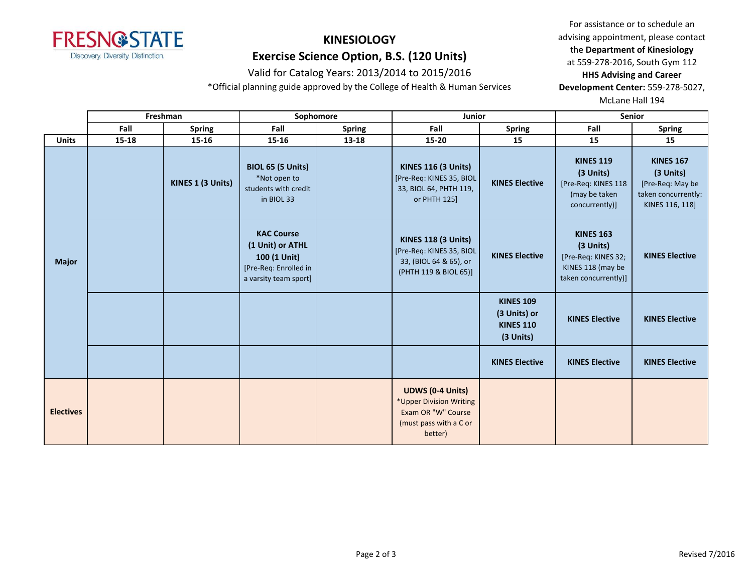FRESNO STATE
Discovery. Diversity. Distinction.

# KINESIOLOGY

## Exercise Science Option, B.S. (120 Units)

Valid for Catalog Years: 2013/2014 to 2015/2016

*Official planning guide approved by the College of Health & Human Services

For assistance or to schedule an advising appointment, please contact the **Department of Kinesiology** at 559-278-2016, South Gym 112
**HHS Advising and Career Development Center:** 559-278-5027, McLane Hall 194

| | Freshman | | Sophomore | | Junior | | Senior | |
|---|---|---|---|---|---|---|---|---|
| | **Fall** | **Spring** | **Fall** | **Spring** | **Fall** | **Spring** | **Fall** | **Spring** |
| **Units** | **15-18** | **15-16** | **15-16** | **13-18** | **15-20** | **15** | **15** | **15** |
| **Major** | | **KINES 1 (3 Units)** | **BIOL 65 (5 Units)** *Not open to students with credit in BIOL 33 | | **KINES 116 (3 Units)** [Pre-Req: KINES 35, BIOL 33, BIOL 64, PHTH 119, or PHTH 125] | **KINES Elective** | **KINES 119 (3 Units)** [Pre-Req: KINES 118 (may be taken concurrently)] | **KINES 167 (3 Units)** [Pre-Req: May be taken concurrently: KINES 116, 118] |
| | | | **KAC Course (1 Unit) or ATHL 100 (1 Unit)** [Pre-Req: Enrolled in a varsity team sport] | | **KINES 118 (3 Units)** [Pre-Req: KINES 35, BIOL 33, (BIOL 64 & 65), or (PHTH 119 & BIOL 65)] | **KINES Elective** | **KINES 163 (3 Units)** [Pre-Req: KINES 32; KINES 118 (may be taken concurrently)] | **KINES Elective** |
| | | | | | | **KINES 109 (3 Units) or KINES 110 (3 Units)** | **KINES Elective** | **KINES Elective** |
| | | | | | | **KINES Elective** | **KINES Elective** | **KINES Elective** |
| **Electives** | | | | | **UDWS (0-4 Units)** *Upper Division Writing Exam OR "W" Course (must pass with a C or better) | | | |

Revised 7/2016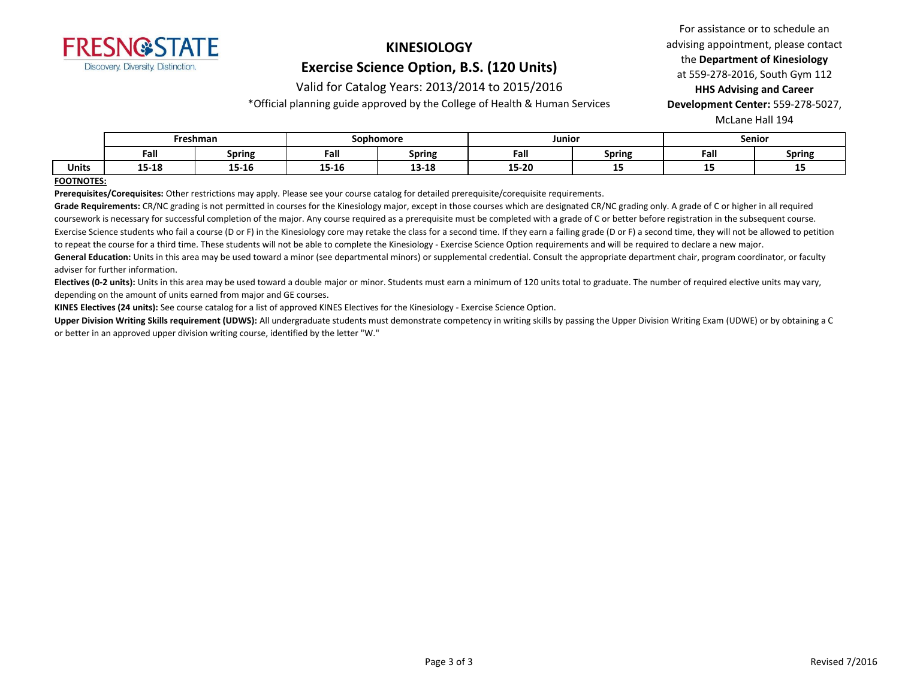# KINESIOLOGY

## Exercise Science Option, B.S. (120 Units)

Valid for Catalog Years: 2013/2014 to 2015/2016

*Official planning guide approved by the College of Health & Human Services

For assistance or to schedule an advising appointment, please contact the **Department of Kinesiology** at 559-278-2016, South Gym 112
**HHS Advising and Career Development Center:** 559-278-5027, McLane Hall 194

| | Freshman | | Sophomore | | Junior | | Senior | |
|---|---|---|---|---|---|---|---|---|
| | **Fall** | **Spring** | **Fall** | **Spring** | **Fall** | **Spring** | **Fall** | **Spring** |
| **Units** | **15-18** | **15-16** | **15-16** | **13-18** | **15-20** | **15** | **15** | **15** |

**FOOTNOTES:**

**Prerequisites/Corequisites:** Other restrictions may apply. Please see your course catalog for detailed prerequisite/corequisite requirements.

**Grade Requirements:** CR/NC grading is not permitted in courses for the Kinesiology major, except in those courses which are designated CR/NC grading only. A grade of C or higher in all required coursework is necessary for successful completion of the major. Any course required as a prerequisite must be completed with a grade of C or better before registration in the subsequent course. Exercise Science students who fail a course (D or F) in the Kinesiology core may retake the class for a second time. If they earn a failing grade (D or F) a second time, they will not be allowed to petition to repeat the course for a third time. These students will not be able to complete the Kinesiology - Exercise Science Option requirements and will be required to declare a new major.

**General Education:** Units in this area may be used toward a minor (see departmental minors) or supplemental credential. Consult the appropriate department chair, program coordinator, or faculty adviser for further information.

**Electives (0-2 units):** Units in this area may be used toward a double major or minor. Students must earn a minimum of 120 units total to graduate. The number of required elective units may vary, depending on the amount of units earned from major and GE courses.

**KINES Electives (24 units):** See course catalog for a list of approved KINES Electives for the Kinesiology - Exercise Science Option.

**Upper Division Writing Skills requirement (UDWS):** All undergraduate students must demonstrate competency in writing skills by passing the Upper Division Writing Exam (UDWE) or by obtaining a C or better in an approved upper division writing course, identified by the letter "W."

Revised 7/2016